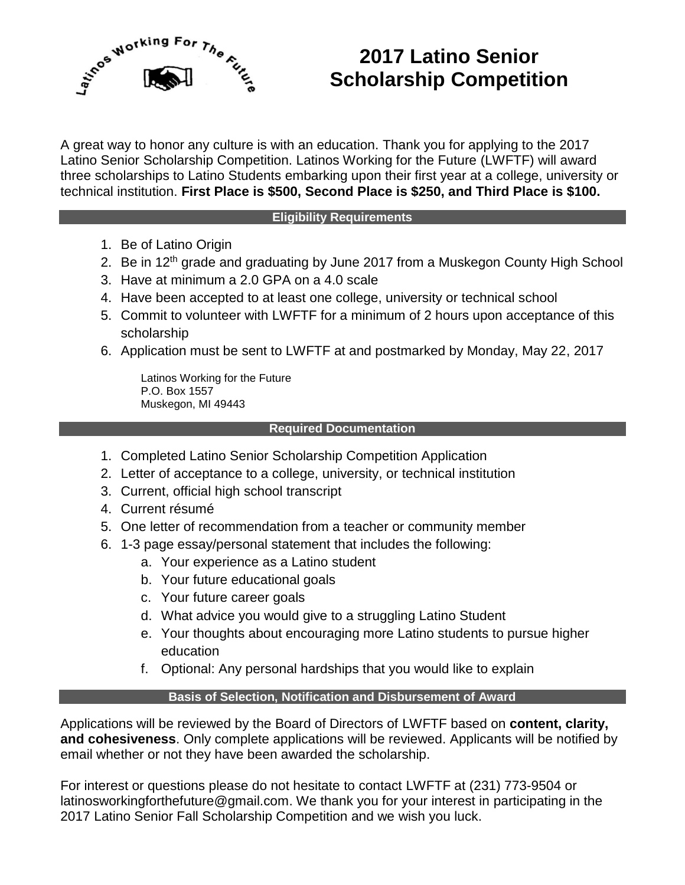# 2017 Latino Senior Scholarship Competition

A great way to honor any culture is with an education. Thank you for applying to the 2017 Latino Senior Scholarship Competition. Latinos Working for the Future (LWFTF) will award three scholarships to Latino Students embarking upon their first year at a college, university or technical institution. **First Place is $500, Second Place is $250, and Third Place is $100.**

## Eligibility Requirements

1. Be of Latino Origin
2. Be in 12th grade and graduating by June 2017 from a Muskegon County High School
3. Have at minimum a 2.0 GPA on a 4.0 scale
4. Have been accepted to at least one college, university or technical school
5. Commit to volunteer with LWFTF for a minimum of 2 hours upon acceptance of this scholarship
6. Application must be sent to LWFTF at and postmarked by Monday, May 22, 2017

   Latinos Working for the Future
   P.O. Box 1557
   Muskegon, MI 49443

## Required Documentation

1. Completed Latino Senior Scholarship Competition Application
2. Letter of acceptance to a college, university, or technical institution
3. Current, official high school transcript
4. Current résumé
5. One letter of recommendation from a teacher or community member
6. 1-3 page essay/personal statement that includes the following:
   a. Your experience as a Latino student
   b. Your future educational goals
   c. Your future career goals
   d. What advice you would give to a struggling Latino Student
   e. Your thoughts about encouraging more Latino students to pursue higher education
   f. Optional: Any personal hardships that you would like to explain

## Basis of Selection, Notification and Disbursement of Award

Applications will be reviewed by the Board of Directors of LWFTF based on **content, clarity, and cohesiveness**. Only complete applications will be reviewed. Applicants will be notified by email whether or not they have been awarded the scholarship.

For interest or questions please do not hesitate to contact LWFTF at (231) 773-9504 or latinosworkingforthefuture@gmail.com. We thank you for your interest in participating in the 2017 Latino Senior Fall Scholarship Competition and we wish you luck.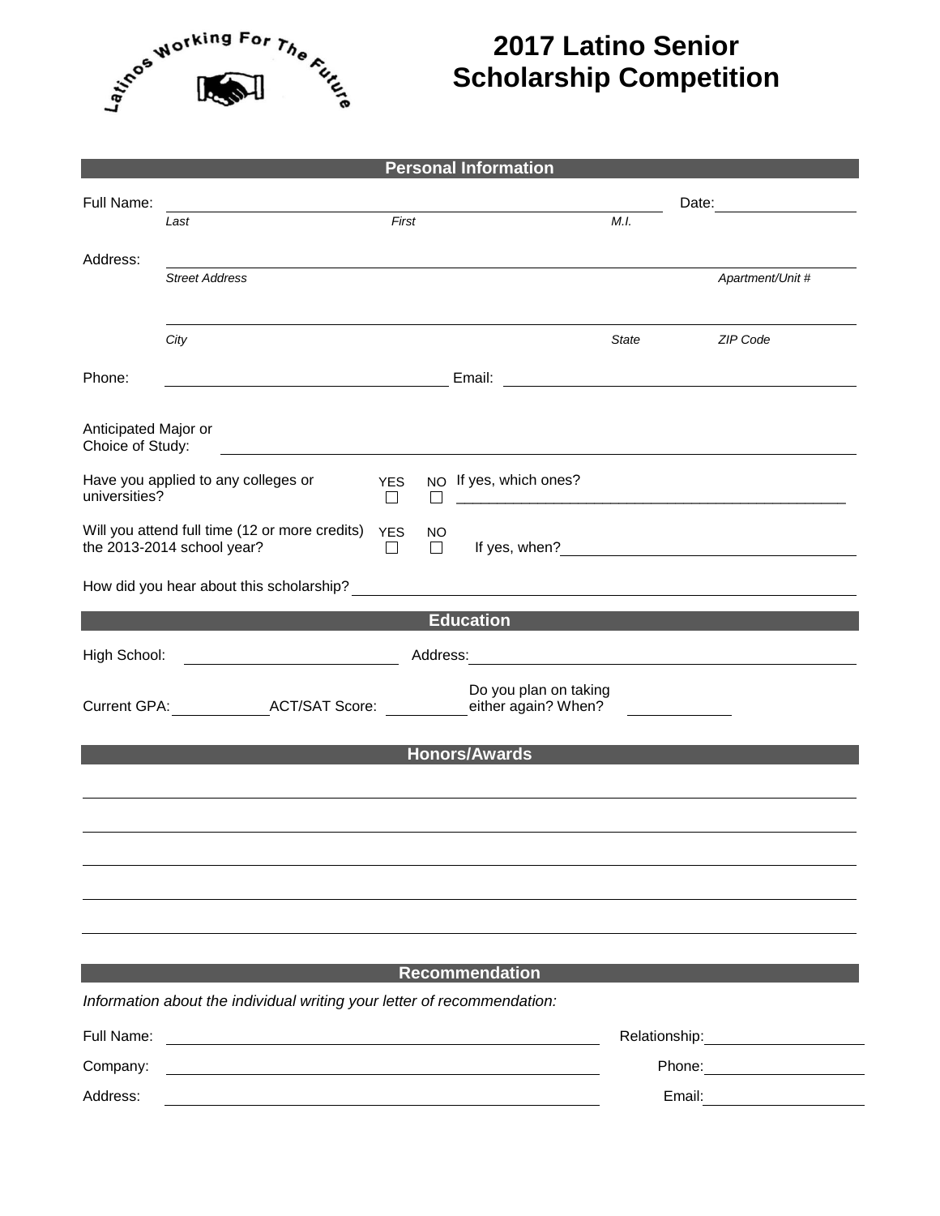Latinos Working For The Future

# 2017 Latino Senior Scholarship Competition

## Personal Information

Full Name: ______________________________________________ Date: ____________
*Last* *First* *M.I.*

Address: ______________________________________________
*Street Address* *Apartment/Unit #*

______________________________________________
*City* *State* *ZIP Code*

Phone: ______________________ Email: ______________________

Anticipated Major or Choice of Study: ______________________________________________

Have you applied to any colleges or universities? YES ☐ NO ☐ If yes, which ones? ______________________________________________

Will you attend full time (12 or more credits) the 2013-2014 school year? YES ☐ NO ☐ If yes, when? ______________________

How did you hear about this scholarship? ______________________________________________

## Education

High School: ______________________ Address: ______________________

Current GPA: __________ ACT/SAT Score: __________ Do you plan on taking either again? When? __________

## Honors/Awards

______________________________________________

______________________________________________

______________________________________________

______________________________________________

______________________________________________

## Recommendation

*Information about the individual writing your letter of recommendation:*

Full Name: ______________________________ Relationship: ______________

Company: ______________________________ Phone: ______________

Address: ______________________________ Email: ______________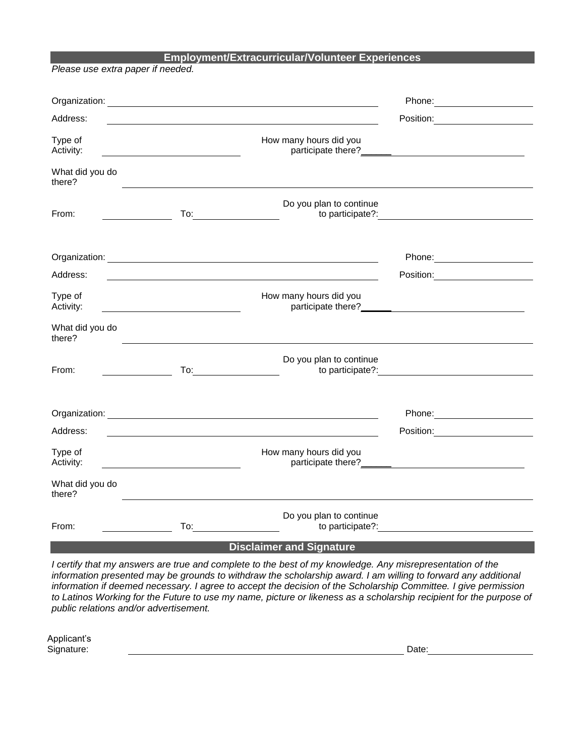## Employment/Extracurricular/Volunteer Experiences

*Please use extra paper if needed.*

Organization: ____________________ Phone: ____________

Address: ____________________ Position: ____________

Type of Activity: ____________ How many hours did you participate there? ______

What did you do there? ____________________

From: ________ To: ________ Do you plan to continue to participate?: ____________

Organization: ____________________ Phone: ____________

Address: ____________________ Position: ____________

Type of Activity: ____________ How many hours did you participate there? ______

What did you do there? ____________________

From: ________ To: ________ Do you plan to continue to participate?: ____________

Organization: ____________________ Phone: ____________

Address: ____________________ Position: ____________

Type of Activity: ____________ How many hours did you participate there? ______

What did you do there? ____________________

From: ________ To: ________ Do you plan to continue to participate?: ____________

## Disclaimer and Signature

*I certify that my answers are true and complete to the best of my knowledge. Any misrepresentation of the information presented may be grounds to withdraw the scholarship award. I am willing to forward any additional information if deemed necessary. I agree to accept the decision of the Scholarship Committee. I give permission to Latinos Working for the Future to use my name, picture or likeness as a scholarship recipient for the purpose of public relations and/or advertisement.*

Applicant's Signature: ____________________ Date: ____________